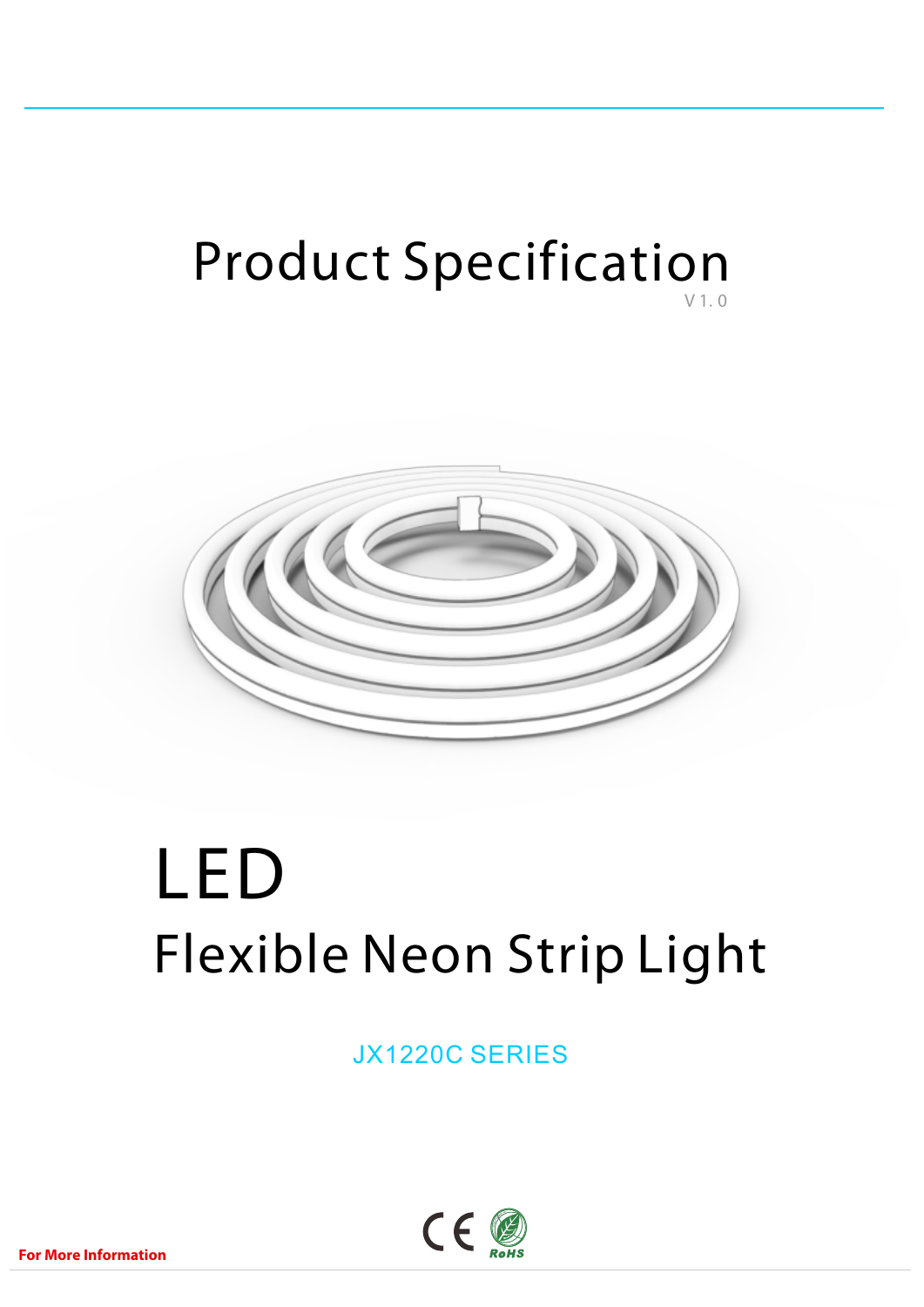# Product Specification

V 1.0

# LED

## Flexible Neon Strip Light

JX1220C SERIES

For More Information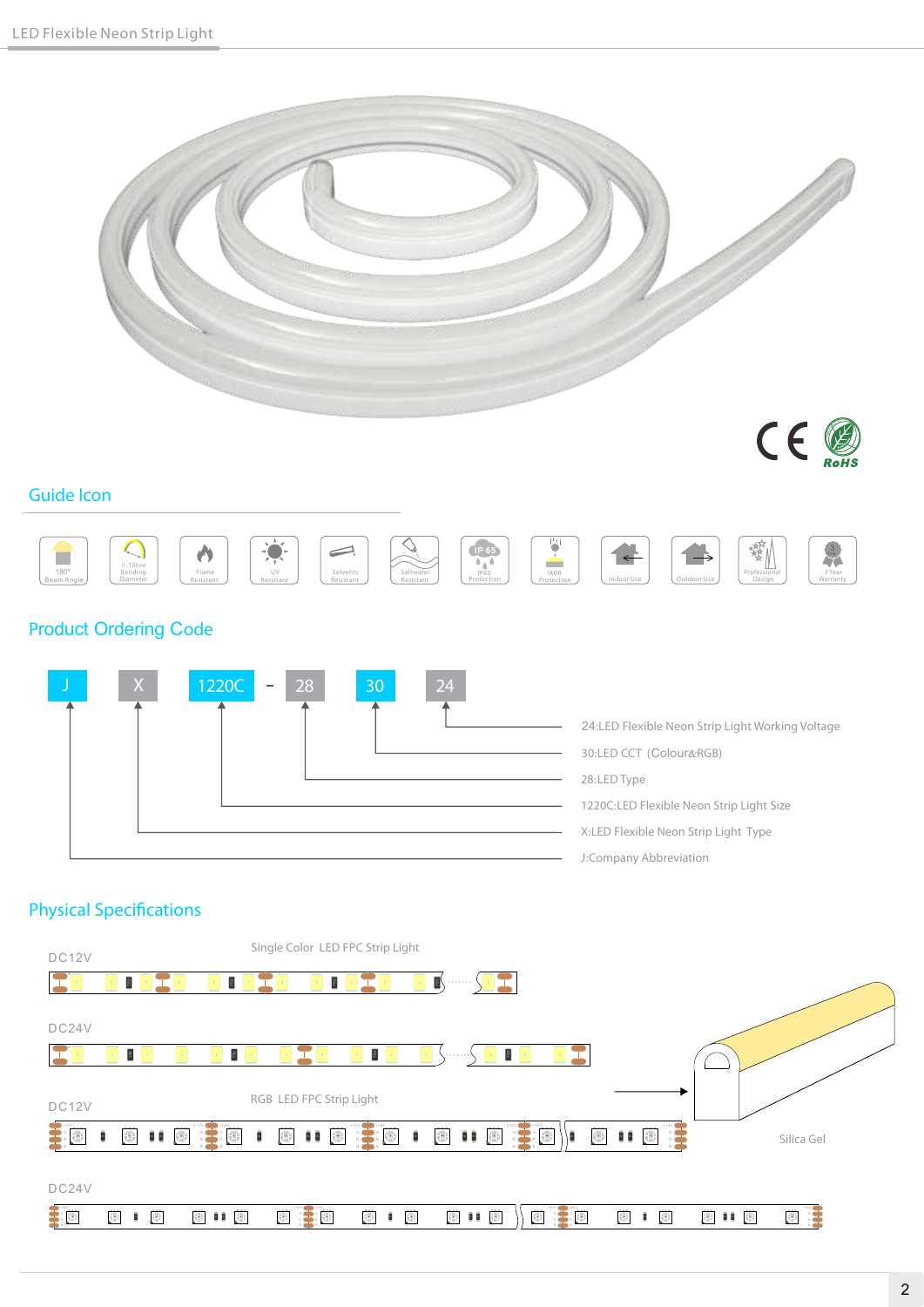## Guide Icon

180° Beam Angle | Bending Diameter | Flame Resistant | UV Resistant | Solvents Resistant | Saltwater Resistant | IP65 Protection | IK08 Protection | Indoor Use | Outdoor Use | Professional Design | 3 Year Warranty

## Product Ordering Code

J X 1220C - 28 30 24

- 24:LED Flexible Neon Strip Light Working Voltage
- 30:LED CCT（Colour&RGB)
- 28:LED Type
- 1220C:LED Flexible Neon Strip Light Size
- X:LED Flexible Neon Strip Light Type
- J:Company Abbreviation

## Physical Specifications

Single Color LED FPC Strip Light

DC12V

DC24V

RGB LED FPC Strip Light

DC12V

DC24V

Silica Gel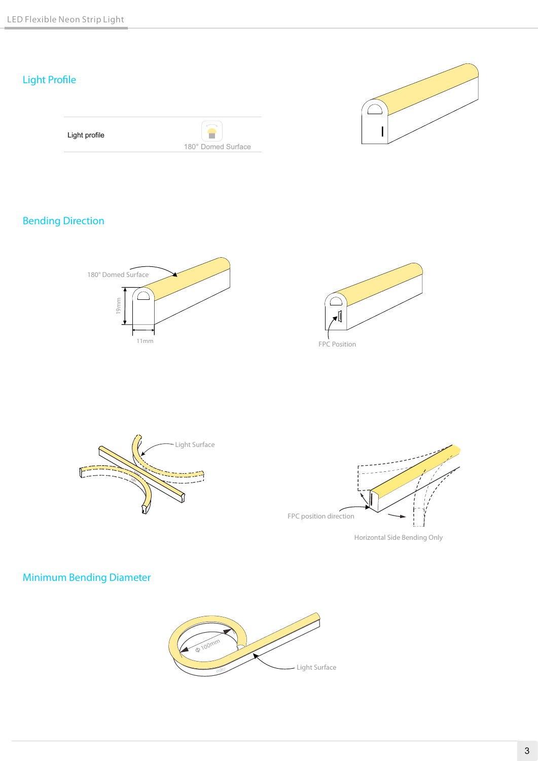## Light Profile

| Light profile | 180° Domed Surface |
|---|---|

## Bending Direction

180° Domed Surface

19mm

11mm

FPC Position

Light Surface

FPC position direction

Horizontal Side Bending Only

## Minimum Bending Diameter

Φ 100mm

Light Surface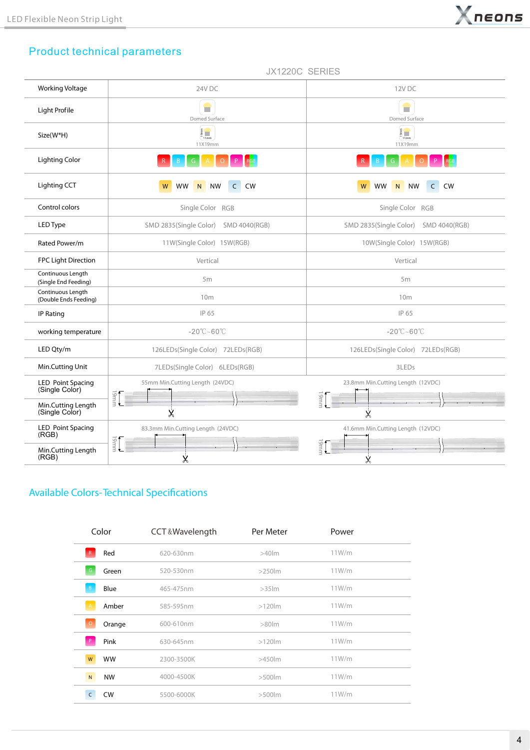## Product technical parameters

| | JX1220C SERIES | |
|---|---|---|
| Working Voltage | 24V DC | 12V DC |
| Light Profile | Domed Surface | Domed Surface |
| Size(W*H) | 11X19mm | 11X19mm |
| Lighting Color | R B G A O P RGB | R B G A O P RGB |
| Lighting CCT | W WW N NW C CW | W WW N NW C CW |
| Control colors | Single Color RGB | Single Color RGB |
| LED Type | SMD 2835(Single Color) SMD 4040(RGB) | SMD 2835(Single Color) SMD 4040(RGB) |
| Rated Power/m | 11W(Single Color) 15W(RGB) | 10W(Single Color) 15W(RGB) |
| FPC Light Direction | Vertical | Vertical |
| Continuous Length (Single End Feeding) | 5m | 5m |
| Continuous Length (Double Ends Feeding) | 10m | 10m |
| IP Rating | IP 65 | IP 65 |
| working temperature | -20℃~60℃ | -20℃~60℃ |
| LED Qty/m | 126LEDs(Single Color) 72LEDs(RGB) | 126LEDs(Single Color) 72LEDs(RGB) |
| Min.Cutting Unit | 7LEDs(Single Color) 6LEDs(RGB) | 3LEDs |
| LED Point Spacing (Single Color) / Min.Cutting Length (Single Color) | 55mm Min.Cutting Length (24VDC), 19mm | 23.8mm Min.Cutting Length (12VDC), 19mm |
| LED Point Spacing (RGB) / Min.Cutting Length (RGB) | 83.3mm Min.Cutting Length (24VDC), 19mm | 41.6mm Min.Cutting Length (12VDC), 19mm |

## Available Colors-Technical Specifications

| Color | CCT &Wavelength | Per Meter | Power |
|---|---|---|---|
| R Red | 620-630nm | >40lm | 11W/m |
| G Green | 520-530nm | >250lm | 11W/m |
| B Blue | 465-475nm | >35lm | 11W/m |
| A Amber | 585-595nm | >120lm | 11W/m |
| O Orange | 600-610nm | >80lm | 11W/m |
| P Pink | 630-645nm | >120lm | 11W/m |
| W WW | 2300-3500K | >450lm | 11W/m |
| N NW | 4000-4500K | >500lm | 11W/m |
| C CW | 5500-6000K | >500lm | 11W/m |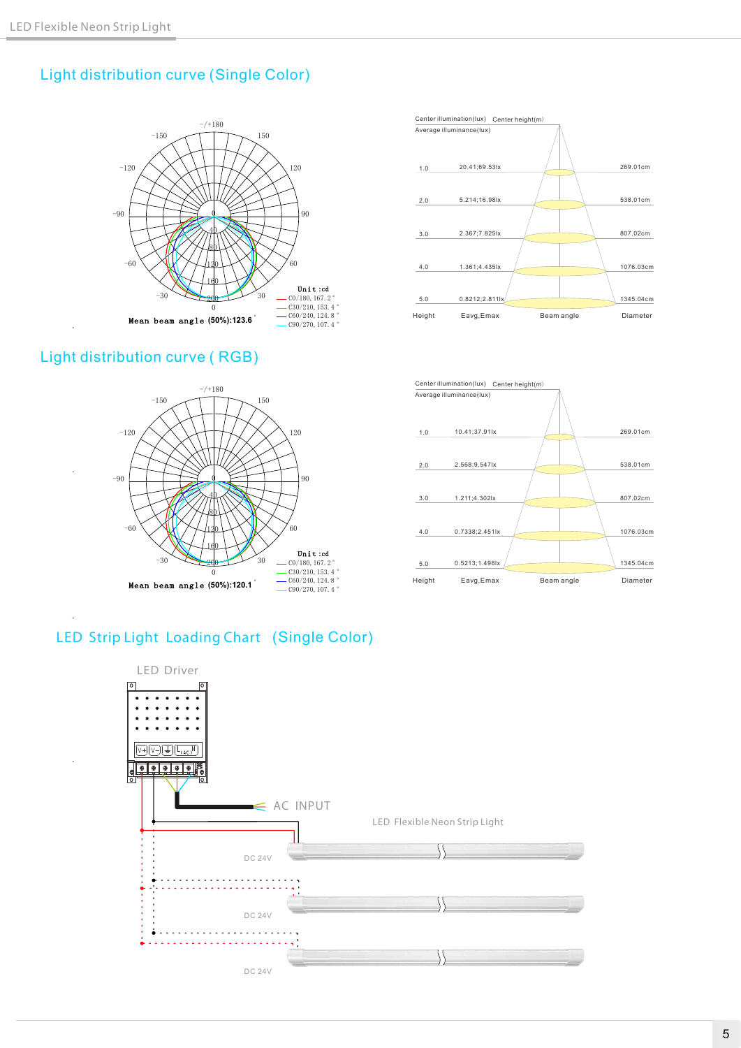## Light distribution curve (Single Color)

Unit :cd
C0/180, 167.2°
C30/210, 153.4°
C60/240, 124.8°
C90/270, 107.4°

Mean beam angle (50%):123.6°

| Height | Eavg,Emax | Diameter |
|---|---|---|
| 1.0 | 20.41;69.53lx | 269.01cm |
| 2.0 | 5.214;16.98lx | 538.01cm |
| 3.0 | 2.367;7.825lx | 807.02cm |
| 4.0 | 1.361;4.435lx | 1076.03cm |
| 5.0 | 0.8212;2.811lx | 1345.04cm |

Center illumination(lux) Center height(m)
Average illuminance(lux)
Beam angle

## Light distribution curve ( RGB)

Unit :cd
C0/180, 167.2°
C30/210, 153.4°
C60/240, 124.8°
C90/270, 107.4°

Mean beam angle (50%):120.1°

| Height | Eavg,Emax | Diameter |
|---|---|---|
| 1.0 | 10.41;37.91lx | 269.01cm |
| 2.0 | 2.568;9.547lx | 538.01cm |
| 3.0 | 1.211;4.302lx | 807.02cm |
| 4.0 | 0.7338;2.451lx | 1076.03cm |
| 5.0 | 0.5213;1.498lx | 1345.04cm |

Center illumination(lux) Center height(m)
Average illuminance(lux)
Beam angle

## LED Strip Light Loading Chart (Single Color)

LED Driver

AC INPUT

LED Flexible Neon Strip Light

DC 24V

DC 24V

DC 24V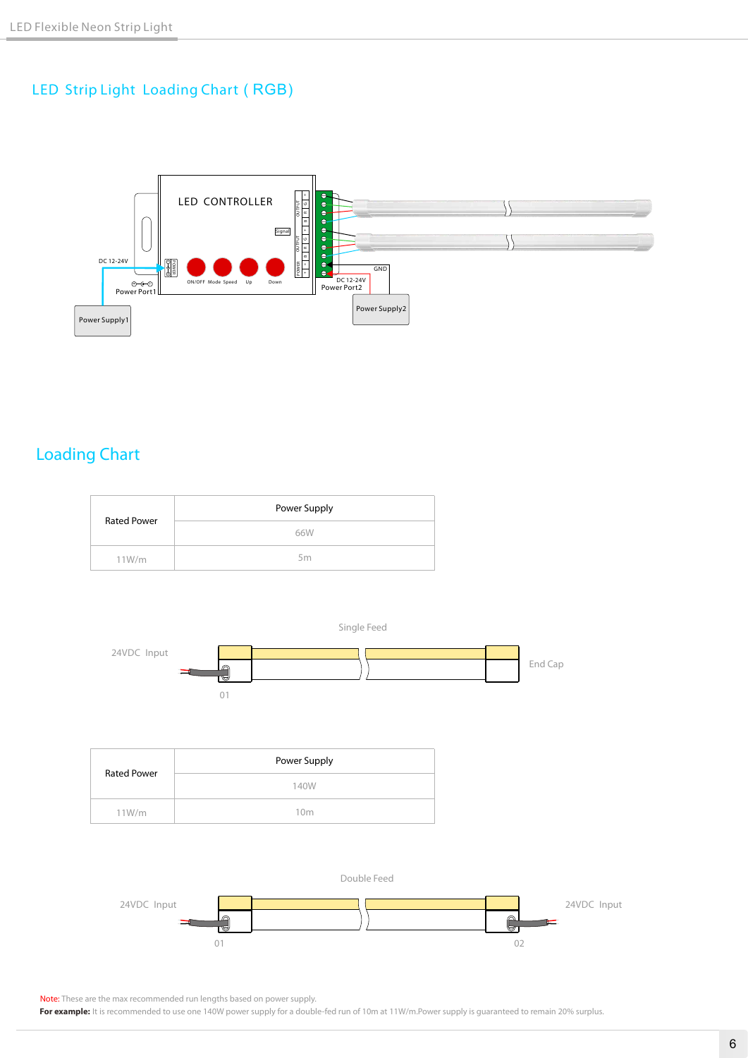## LED Strip Light Loading Chart ( RGB)

LED CONTROLLER

DC 12-24V

Power Port1

Power Supply1

ON/OFF Mode Speed Up Down

GND

DC 12-24V

Power Port2

Power Supply2

## Loading Chart

| Rated Power | Power Supply |
|---|---|
| | 66W |
| 11W/m | 5m |

Single Feed

24VDC Input

End Cap

01

| Rated Power | Power Supply |
|---|---|
| | 140W |
| 11W/m | 10m |

Double Feed

24VDC Input

24VDC Input

01

02

Note: These are the max recommended run lengths based on power supply.

**For example:** It is recommended to use one 140W power supply for a double-fed run of 10m at 11W/m.Power supply is guaranteed to remain 20% surplus.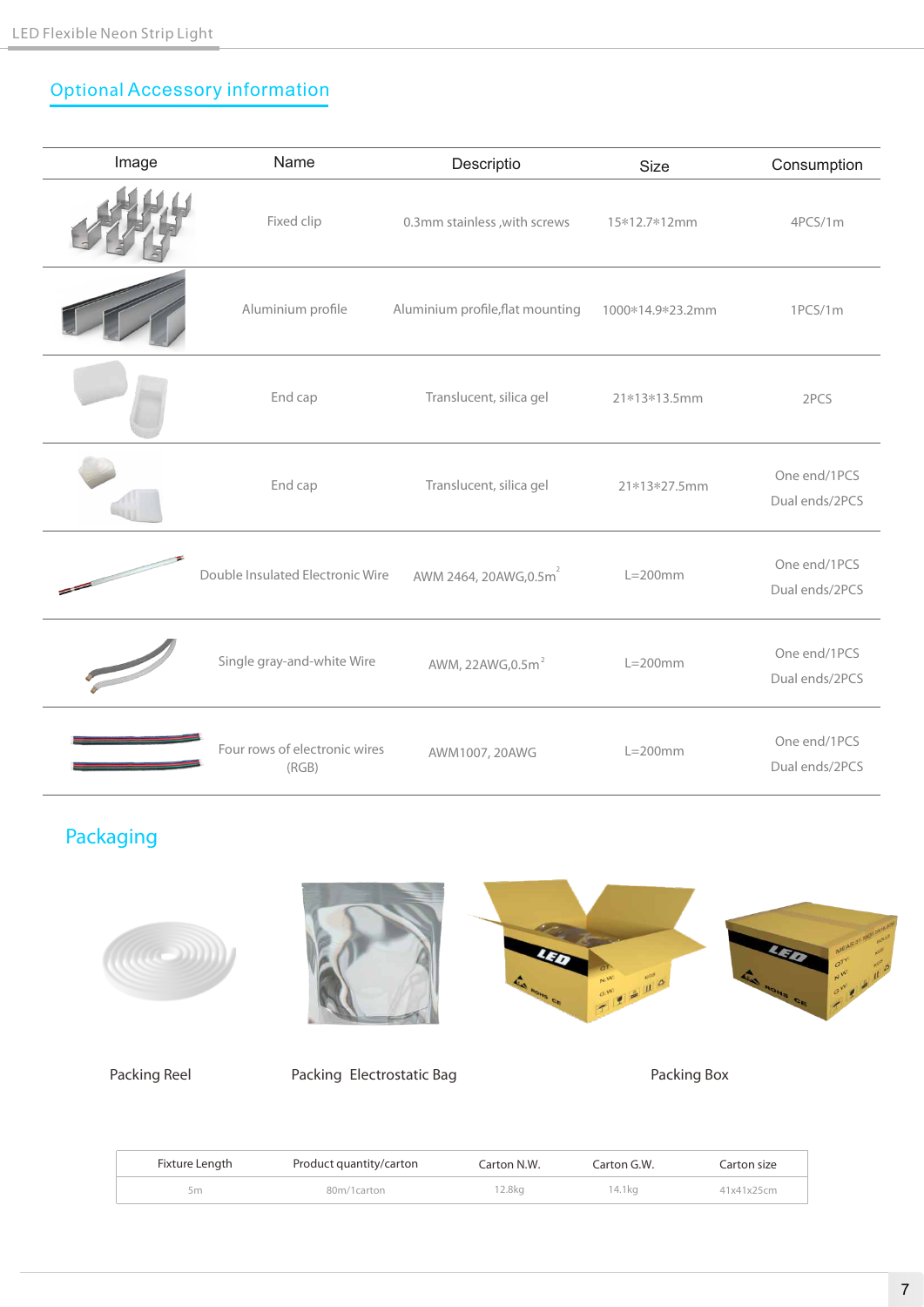## Optional Accessory information

| Image | Name | Descriptio | Size | Consumption |
|---|---|---|---|---|
| | Fixed clip | 0.3mm stainless ,with screws | 15*12.7*12mm | 4PCS/1m |
| | Aluminium profile | Aluminium profile,flat mounting | 1000*14.9*23.2mm | 1PCS/1m |
| | End cap | Translucent, silica gel | 21*13*13.5mm | 2PCS |
| | End cap | Translucent, silica gel | 21*13*27.5mm | One end/1PCS<br>Dual ends/2PCS |
| | Double Insulated Electronic Wire | AWM 2464, 20AWG,0.5$m^2$ | L=200mm | One end/1PCS<br>Dual ends/2PCS |
| | Single gray-and-white Wire | AWM, 22AWG,0.5$m^2$ | L=200mm | One end/1PCS<br>Dual ends/2PCS |
| | Four rows of electronic wires (RGB) | AWM1007, 20AWG | L=200mm | One end/1PCS<br>Dual ends/2PCS |

## Packaging

Packing Reel

Packing Electrostatic Bag

Packing Box

| Fixture Length | Product quantity/carton | Carton N.W. | Carton G.W. | Carton size |
|---|---|---|---|---|
| 5m | 80m/1carton | 12.8kg | 14.1kg | 41x41x25cm |